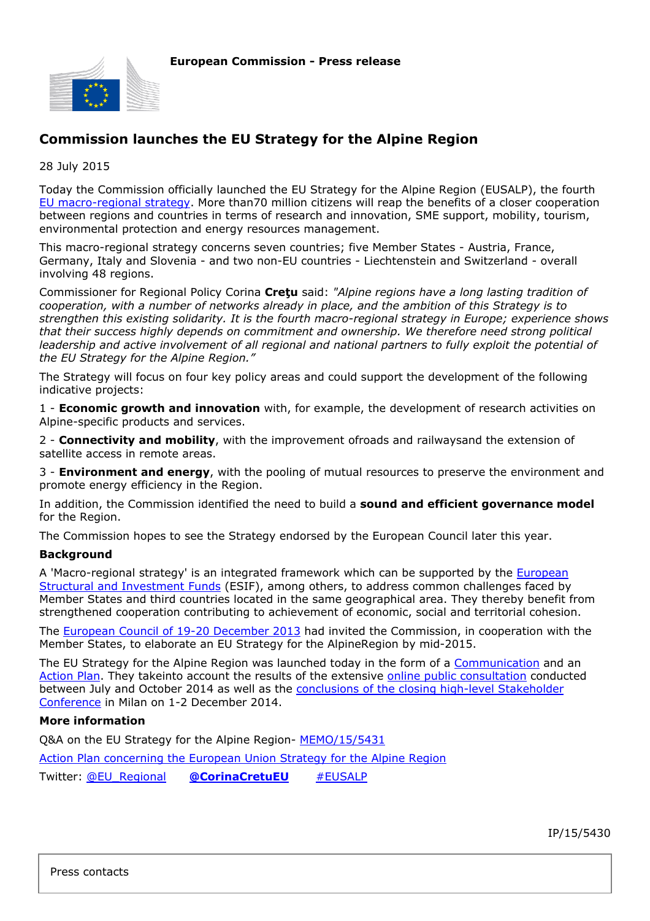**European Commission - Press release**

# Commission launches the EU Strategy for the Alpine Region

28 July 2015

Today the Commission officially launched the EU Strategy for the Alpine Region (EUSALP), the fourth EU macro-regional strategy. More than70 million citizens will reap the benefits of a closer cooperation between regions and countries in terms of research and innovation, SME support, mobility, tourism, environmental protection and energy resources management.

This macro-regional strategy concerns seven countries; five Member States - Austria, France, Germany, Italy and Slovenia - and two non-EU countries - Liechtenstein and Switzerland - overall involving 48 regions.

Commissioner for Regional Policy Corina **Creţu** said: *"Alpine regions have a long lasting tradition of cooperation, with a number of networks already in place, and the ambition of this Strategy is to strengthen this existing solidarity. It is the fourth macro-regional strategy in Europe; experience shows that their success highly depends on commitment and ownership. We therefore need strong political leadership and active involvement of all regional and national partners to fully exploit the potential of the EU Strategy for the Alpine Region."*

The Strategy will focus on four key policy areas and could support the development of the following indicative projects:

1 - **Economic growth and innovation** with, for example, the development of research activities on Alpine-specific products and services.

2 - **Connectivity and mobility**, with the improvement ofroads and railwaysand the extension of satellite access in remote areas.

3 - **Environment and energy**, with the pooling of mutual resources to preserve the environment and promote energy efficiency in the Region.

In addition, the Commission identified the need to build a **sound and efficient governance model** for the Region.

The Commission hopes to see the Strategy endorsed by the European Council later this year.

### Background

A 'Macro-regional strategy' is an integrated framework which can be supported by the European Structural and Investment Funds (ESIF), among others, to address common challenges faced by Member States and third countries located in the same geographical area. They thereby benefit from strengthened cooperation contributing to achievement of economic, social and territorial cohesion.

The European Council of 19-20 December 2013 had invited the Commission, in cooperation with the Member States, to elaborate an EU Strategy for the AlpineRegion by mid-2015.

The EU Strategy for the Alpine Region was launched today in the form of a Communication and an Action Plan. They takeinto account the results of the extensive online public consultation conducted between July and October 2014 as well as the conclusions of the closing high-level Stakeholder Conference in Milan on 1-2 December 2014.

### More information

Q&A on the EU Strategy for the Alpine Region- MEMO/15/5431

Action Plan concerning the European Union Strategy for the Alpine Region

Twitter: @EU_Regional **@CorinaCretuEU** #EUSALP

IP/15/5430

Press contacts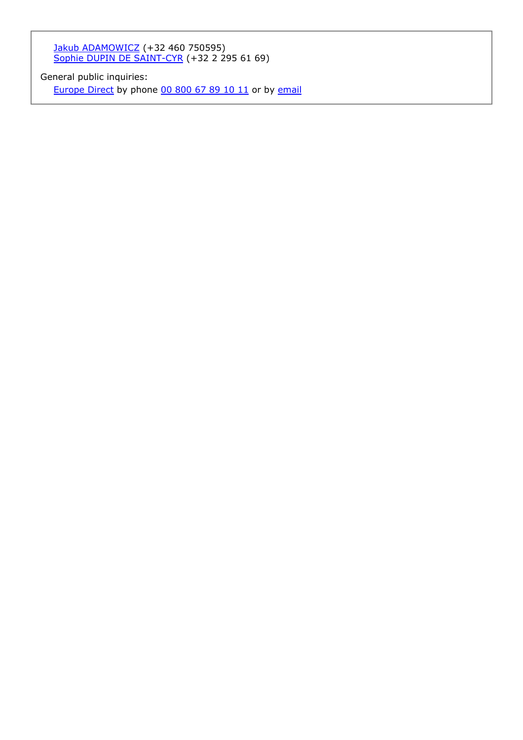Jakub ADAMOWICZ (+32 460 750595)
Sophie DUPIN DE SAINT-CYR (+32 2 295 61 69)

General public inquiries:
Europe Direct by phone 00 800 67 89 10 11 or by email